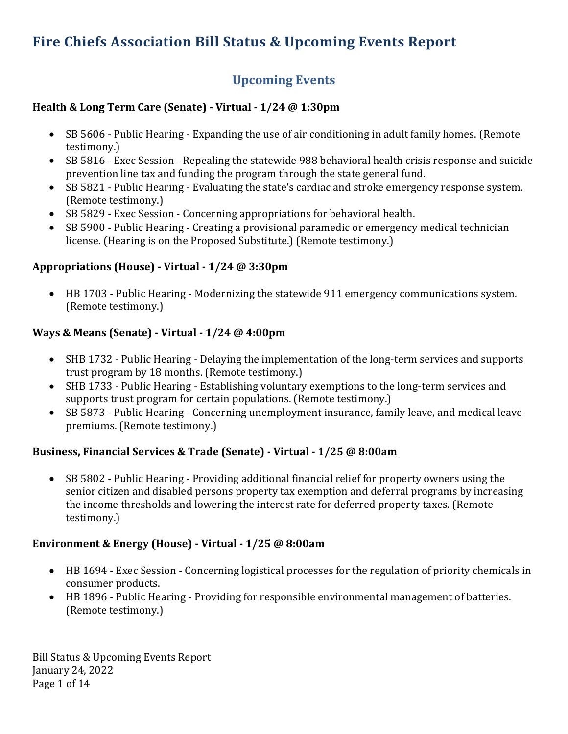# Fire Chiefs Association Bill Status & Upcoming Events Report

## Upcoming Events

**Health & Long Term Care (Senate) - Virtual - 1/24 @ 1:30pm**

- SB 5606 - Public Hearing - Expanding the use of air conditioning in adult family homes. (Remote testimony.)
- SB 5816 - Exec Session - Repealing the statewide 988 behavioral health crisis response and suicide prevention line tax and funding the program through the state general fund.
- SB 5821 - Public Hearing - Evaluating the state's cardiac and stroke emergency response system. (Remote testimony.)
- SB 5829 - Exec Session - Concerning appropriations for behavioral health.
- SB 5900 - Public Hearing - Creating a provisional paramedic or emergency medical technician license. (Hearing is on the Proposed Substitute.) (Remote testimony.)

**Appropriations (House) - Virtual - 1/24 @ 3:30pm**

- HB 1703 - Public Hearing - Modernizing the statewide 911 emergency communications system. (Remote testimony.)

**Ways & Means (Senate) - Virtual - 1/24 @ 4:00pm**

- SHB 1732 - Public Hearing - Delaying the implementation of the long-term services and supports trust program by 18 months. (Remote testimony.)
- SHB 1733 - Public Hearing - Establishing voluntary exemptions to the long-term services and supports trust program for certain populations. (Remote testimony.)
- SB 5873 - Public Hearing - Concerning unemployment insurance, family leave, and medical leave premiums. (Remote testimony.)

**Business, Financial Services & Trade (Senate) - Virtual - 1/25 @ 8:00am**

- SB 5802 - Public Hearing - Providing additional financial relief for property owners using the senior citizen and disabled persons property tax exemption and deferral programs by increasing the income thresholds and lowering the interest rate for deferred property taxes. (Remote testimony.)

**Environment & Energy (House) - Virtual - 1/25 @ 8:00am**

- HB 1694 - Exec Session - Concerning logistical processes for the regulation of priority chemicals in consumer products.
- HB 1896 - Public Hearing - Providing for responsible environmental management of batteries. (Remote testimony.)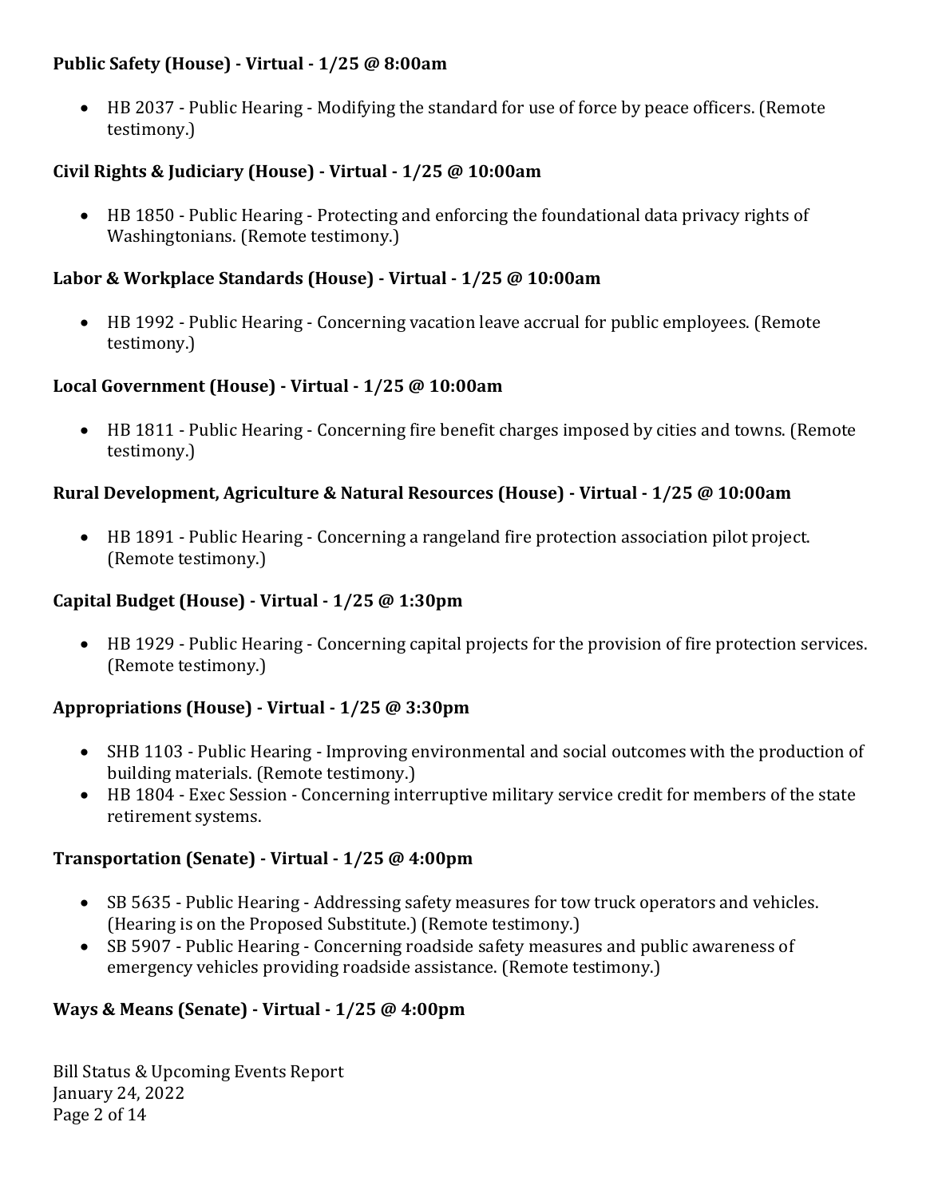**Public Safety (House) - Virtual - 1/25 @ 8:00am**

- HB 2037 - Public Hearing - Modifying the standard for use of force by peace officers. (Remote testimony.)

**Civil Rights & Judiciary (House) - Virtual - 1/25 @ 10:00am**

- HB 1850 - Public Hearing - Protecting and enforcing the foundational data privacy rights of Washingtonians. (Remote testimony.)

**Labor & Workplace Standards (House) - Virtual - 1/25 @ 10:00am**

- HB 1992 - Public Hearing - Concerning vacation leave accrual for public employees. (Remote testimony.)

**Local Government (House) - Virtual - 1/25 @ 10:00am**

- HB 1811 - Public Hearing - Concerning fire benefit charges imposed by cities and towns. (Remote testimony.)

**Rural Development, Agriculture & Natural Resources (House) - Virtual - 1/25 @ 10:00am**

- HB 1891 - Public Hearing - Concerning a rangeland fire protection association pilot project. (Remote testimony.)

**Capital Budget (House) - Virtual - 1/25 @ 1:30pm**

- HB 1929 - Public Hearing - Concerning capital projects for the provision of fire protection services. (Remote testimony.)

**Appropriations (House) - Virtual - 1/25 @ 3:30pm**

- SHB 1103 - Public Hearing - Improving environmental and social outcomes with the production of building materials. (Remote testimony.)
- HB 1804 - Exec Session - Concerning interruptive military service credit for members of the state retirement systems.

**Transportation (Senate) - Virtual - 1/25 @ 4:00pm**

- SB 5635 - Public Hearing - Addressing safety measures for tow truck operators and vehicles. (Hearing is on the Proposed Substitute.) (Remote testimony.)
- SB 5907 - Public Hearing - Concerning roadside safety measures and public awareness of emergency vehicles providing roadside assistance. (Remote testimony.)

**Ways & Means (Senate) - Virtual - 1/25 @ 4:00pm**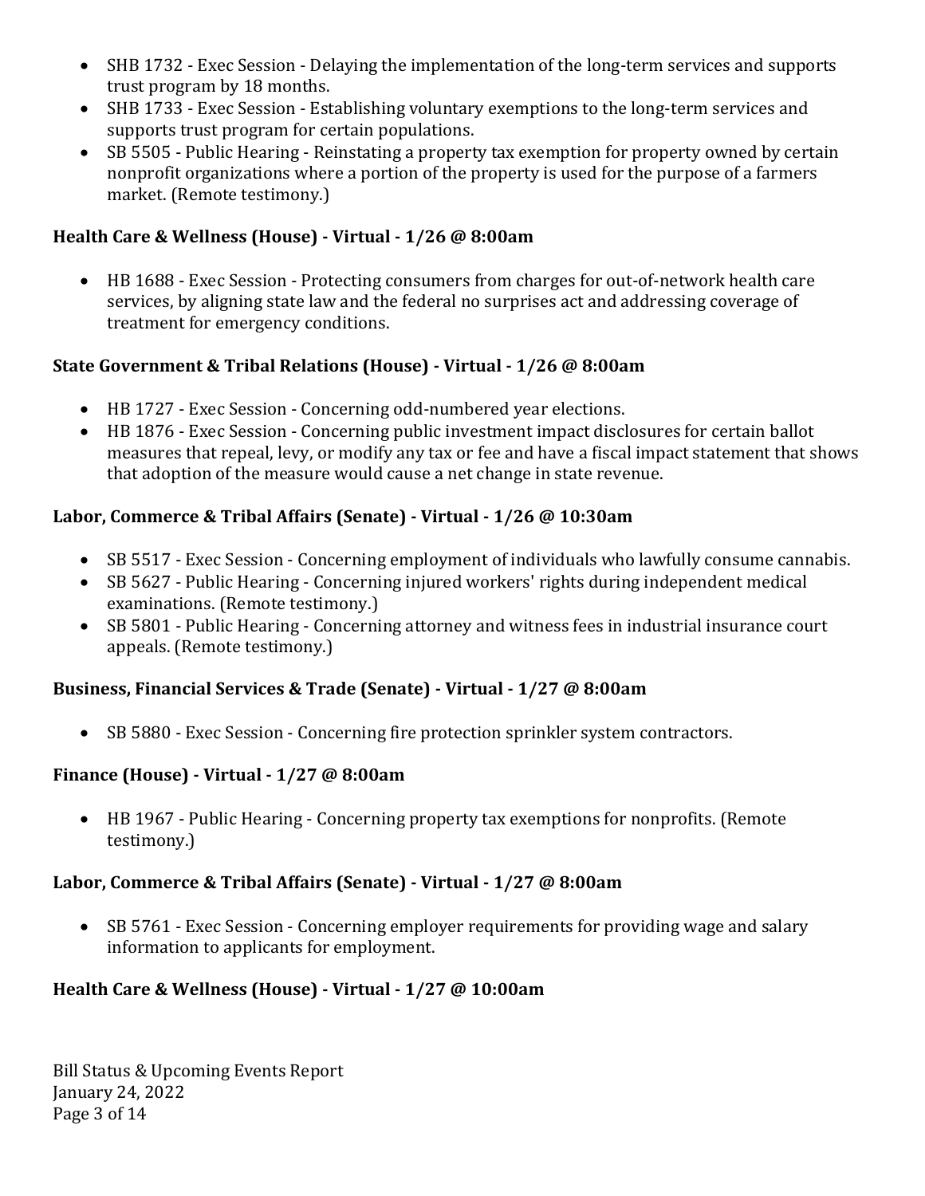- SHB 1732 - Exec Session - Delaying the implementation of the long-term services and supports trust program by 18 months.
- SHB 1733 - Exec Session - Establishing voluntary exemptions to the long-term services and supports trust program for certain populations.
- SB 5505 - Public Hearing - Reinstating a property tax exemption for property owned by certain nonprofit organizations where a portion of the property is used for the purpose of a farmers market. (Remote testimony.)

**Health Care & Wellness (House) - Virtual - 1/26 @ 8:00am**

- HB 1688 - Exec Session - Protecting consumers from charges for out-of-network health care services, by aligning state law and the federal no surprises act and addressing coverage of treatment for emergency conditions.

**State Government & Tribal Relations (House) - Virtual - 1/26 @ 8:00am**

- HB 1727 - Exec Session - Concerning odd-numbered year elections.
- HB 1876 - Exec Session - Concerning public investment impact disclosures for certain ballot measures that repeal, levy, or modify any tax or fee and have a fiscal impact statement that shows that adoption of the measure would cause a net change in state revenue.

**Labor, Commerce & Tribal Affairs (Senate) - Virtual - 1/26 @ 10:30am**

- SB 5517 - Exec Session - Concerning employment of individuals who lawfully consume cannabis.
- SB 5627 - Public Hearing - Concerning injured workers' rights during independent medical examinations. (Remote testimony.)
- SB 5801 - Public Hearing - Concerning attorney and witness fees in industrial insurance court appeals. (Remote testimony.)

**Business, Financial Services & Trade (Senate) - Virtual - 1/27 @ 8:00am**

- SB 5880 - Exec Session - Concerning fire protection sprinkler system contractors.

**Finance (House) - Virtual - 1/27 @ 8:00am**

- HB 1967 - Public Hearing - Concerning property tax exemptions for nonprofits. (Remote testimony.)

**Labor, Commerce & Tribal Affairs (Senate) - Virtual - 1/27 @ 8:00am**

- SB 5761 - Exec Session - Concerning employer requirements for providing wage and salary information to applicants for employment.

**Health Care & Wellness (House) - Virtual - 1/27 @ 10:00am**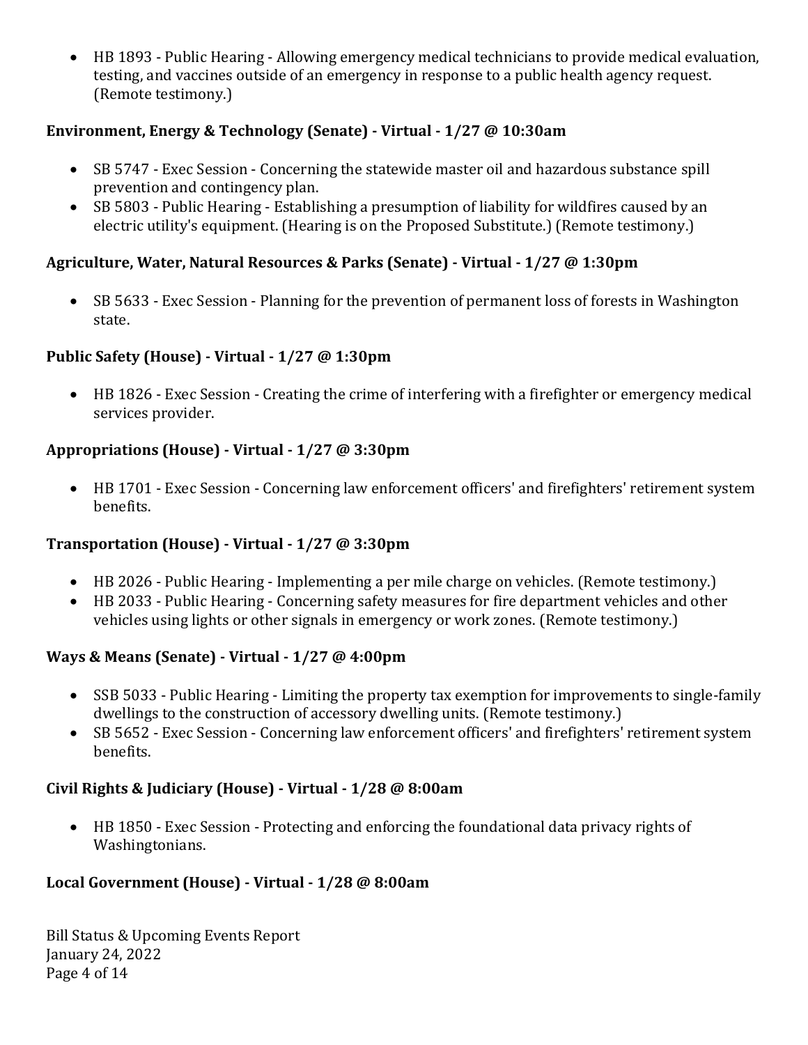- HB 1893 - Public Hearing - Allowing emergency medical technicians to provide medical evaluation, testing, and vaccines outside of an emergency in response to a public health agency request. (Remote testimony.)

**Environment, Energy & Technology (Senate) - Virtual - 1/27 @ 10:30am**

- SB 5747 - Exec Session - Concerning the statewide master oil and hazardous substance spill prevention and contingency plan.
- SB 5803 - Public Hearing - Establishing a presumption of liability for wildfires caused by an electric utility's equipment. (Hearing is on the Proposed Substitute.) (Remote testimony.)

**Agriculture, Water, Natural Resources & Parks (Senate) - Virtual - 1/27 @ 1:30pm**

- SB 5633 - Exec Session - Planning for the prevention of permanent loss of forests in Washington state.

**Public Safety (House) - Virtual - 1/27 @ 1:30pm**

- HB 1826 - Exec Session - Creating the crime of interfering with a firefighter or emergency medical services provider.

**Appropriations (House) - Virtual - 1/27 @ 3:30pm**

- HB 1701 - Exec Session - Concerning law enforcement officers' and firefighters' retirement system benefits.

**Transportation (House) - Virtual - 1/27 @ 3:30pm**

- HB 2026 - Public Hearing - Implementing a per mile charge on vehicles. (Remote testimony.)
- HB 2033 - Public Hearing - Concerning safety measures for fire department vehicles and other vehicles using lights or other signals in emergency or work zones. (Remote testimony.)

**Ways & Means (Senate) - Virtual - 1/27 @ 4:00pm**

- SSB 5033 - Public Hearing - Limiting the property tax exemption for improvements to single-family dwellings to the construction of accessory dwelling units. (Remote testimony.)
- SB 5652 - Exec Session - Concerning law enforcement officers' and firefighters' retirement system benefits.

**Civil Rights & Judiciary (House) - Virtual - 1/28 @ 8:00am**

- HB 1850 - Exec Session - Protecting and enforcing the foundational data privacy rights of Washingtonians.

**Local Government (House) - Virtual - 1/28 @ 8:00am**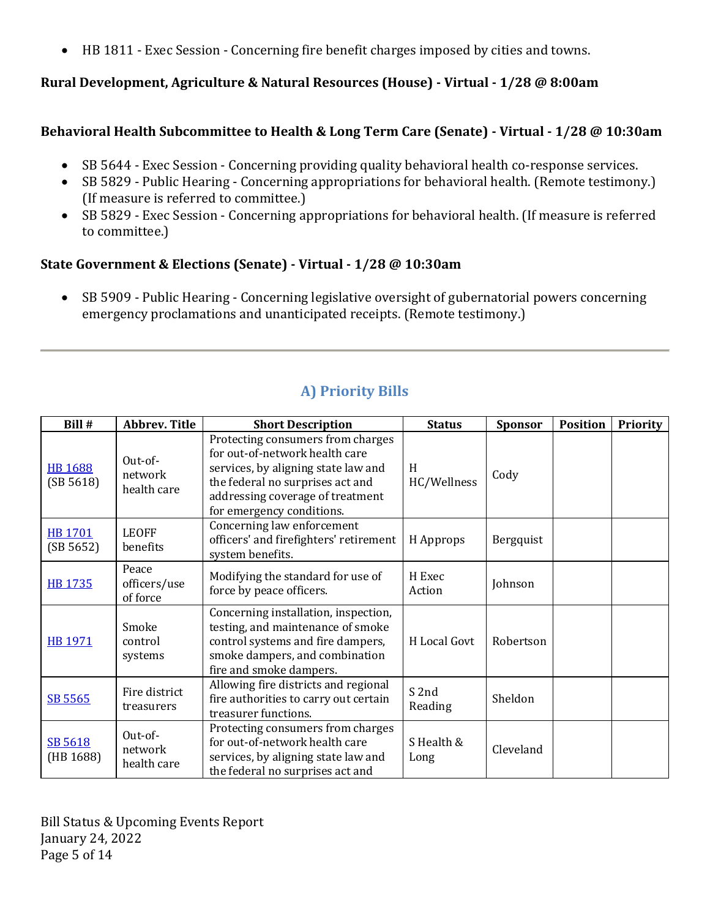- HB 1811 - Exec Session - Concerning fire benefit charges imposed by cities and towns.

**Rural Development, Agriculture & Natural Resources (House) - Virtual - 1/28 @ 8:00am**

**Behavioral Health Subcommittee to Health & Long Term Care (Senate) - Virtual - 1/28 @ 10:30am**

- SB 5644 - Exec Session - Concerning providing quality behavioral health co-response services.
- SB 5829 - Public Hearing - Concerning appropriations for behavioral health. (Remote testimony.) (If measure is referred to committee.)
- SB 5829 - Exec Session - Concerning appropriations for behavioral health. (If measure is referred to committee.)

**State Government & Elections (Senate) - Virtual - 1/28 @ 10:30am**

- SB 5909 - Public Hearing - Concerning legislative oversight of gubernatorial powers concerning emergency proclamations and unanticipated receipts. (Remote testimony.)

---

## A) Priority Bills

| Bill # | Abbrev. Title | Short Description | Status | Sponsor | Position | Priority |
|---|---|---|---|---|---|---|
| HB 1688 (SB 5618) | Out-of-network health care | Protecting consumers from charges for out-of-network health care services, by aligning state law and the federal no surprises act and addressing coverage of treatment for emergency conditions. | H HC/Wellness | Cody | | |
| HB 1701 (SB 5652) | LEOFF benefits | Concerning law enforcement officers' and firefighters' retirement system benefits. | H Approps | Bergquist | | |
| HB 1735 | Peace officers/use of force | Modifying the standard for use of force by peace officers. | H Exec Action | Johnson | | |
| HB 1971 | Smoke control systems | Concerning installation, inspection, testing, and maintenance of smoke control systems and fire dampers, smoke dampers, and combination fire and smoke dampers. | H Local Govt | Robertson | | |
| SB 5565 | Fire district treasurers | Allowing fire districts and regional fire authorities to carry out certain treasurer functions. | S 2nd Reading | Sheldon | | |
| SB 5618 (HB 1688) | Out-of-network health care | Protecting consumers from charges for out-of-network health care services, by aligning state law and the federal no surprises act and | S Health & Long | Cleveland | | |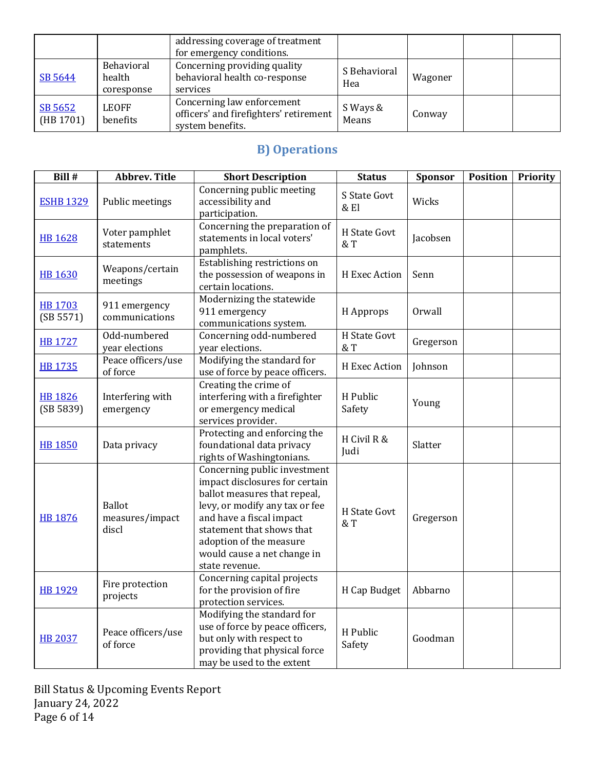| | | | | | | |
|---|---|---|---|---|---|---|
| | | addressing coverage of treatment for emergency conditions. | | | | |
| SB 5644 | Behavioral health coresponse | Concerning providing quality behavioral health co-response services | S Behavioral Hea | Wagoner | | |
| SB 5652 (HB 1701) | LEOFF benefits | Concerning law enforcement officers' and firefighters' retirement system benefits. | S Ways & Means | Conway | | |

## B) Operations

| Bill # | Abbrev. Title | Short Description | Status | Sponsor | Position | Priority |
|---|---|---|---|---|---|---|
| ESHB 1329 | Public meetings | Concerning public meeting accessibility and participation. | S State Govt & El | Wicks | | |
| HB 1628 | Voter pamphlet statements | Concerning the preparation of statements in local voters' pamphlets. | H State Govt & T | Jacobsen | | |
| HB 1630 | Weapons/certain meetings | Establishing restrictions on the possession of weapons in certain locations. | H Exec Action | Senn | | |
| HB 1703 (SB 5571) | 911 emergency communications | Modernizing the statewide 911 emergency communications system. | H Approps | Orwall | | |
| HB 1727 | Odd-numbered year elections | Concerning odd-numbered year elections. | H State Govt & T | Gregerson | | |
| HB 1735 | Peace officers/use of force | Modifying the standard for use of force by peace officers. | H Exec Action | Johnson | | |
| HB 1826 (SB 5839) | Interfering with emergency | Creating the crime of interfering with a firefighter or emergency medical services provider. | H Public Safety | Young | | |
| HB 1850 | Data privacy | Protecting and enforcing the foundational data privacy rights of Washingtonians. | H Civil R & Judi | Slatter | | |
| HB 1876 | Ballot measures/impact discl | Concerning public investment impact disclosures for certain ballot measures that repeal, levy, or modify any tax or fee and have a fiscal impact statement that shows that adoption of the measure would cause a net change in state revenue. | H State Govt & T | Gregerson | | |
| HB 1929 | Fire protection projects | Concerning capital projects for the provision of fire protection services. | H Cap Budget | Abbarno | | |
| HB 2037 | Peace officers/use of force | Modifying the standard for use of force by peace officers, but only with respect to providing that physical force may be used to the extent | H Public Safety | Goodman | | |

Bill Status & Upcoming Events Report
January 24, 2022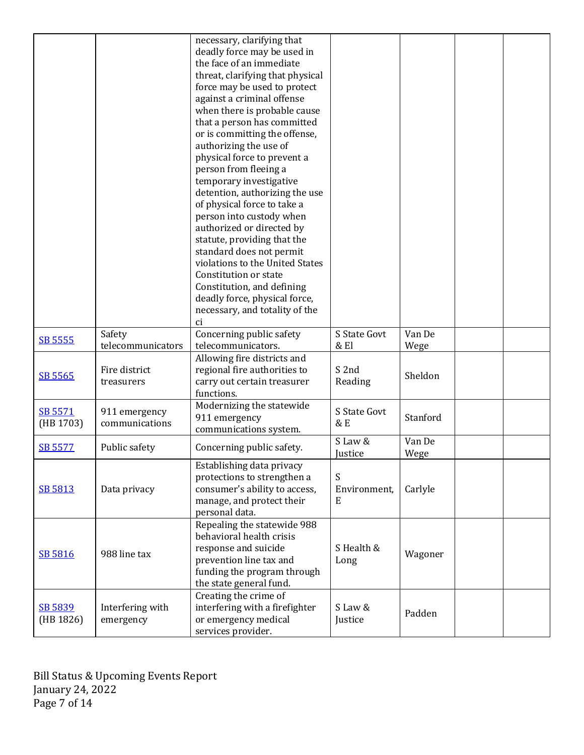| | | | | | | |
|---|---|---|---|---|---|---|
| | | necessary, clarifying that deadly force may be used in the face of an immediate threat, clarifying that physical force may be used to protect against a criminal offense when there is probable cause that a person has committed or is committing the offense, authorizing the use of physical force to prevent a person from fleeing a temporary investigative detention, authorizing the use of physical force to take a person into custody when authorized or directed by statute, providing that the standard does not permit violations to the United States Constitution or state Constitution, and defining deadly force, physical force, necessary, and totality of the ci | | | | |
| SB 5555 | Safety telecommunicators | Concerning public safety telecommunicators. | S State Govt & El | Van De Wege | | |
| SB 5565 | Fire district treasurers | Allowing fire districts and regional fire authorities to carry out certain treasurer functions. | S 2nd Reading | Sheldon | | |
| SB 5571 (HB 1703) | 911 emergency communications | Modernizing the statewide 911 emergency communications system. | S State Govt & E | Stanford | | |
| SB 5577 | Public safety | Concerning public safety. | S Law & Justice | Van De Wege | | |
| SB 5813 | Data privacy | Establishing data privacy protections to strengthen a consumer's ability to access, manage, and protect their personal data. | S Environment, E | Carlyle | | |
| SB 5816 | 988 line tax | Repealing the statewide 988 behavioral health crisis response and suicide prevention line tax and funding the program through the state general fund. | S Health & Long | Wagoner | | |
| SB 5839 (HB 1826) | Interfering with emergency | Creating the crime of interfering with a firefighter or emergency medical services provider. | S Law & Justice | Padden | | |

Bill Status & Upcoming Events Report
January 24, 2022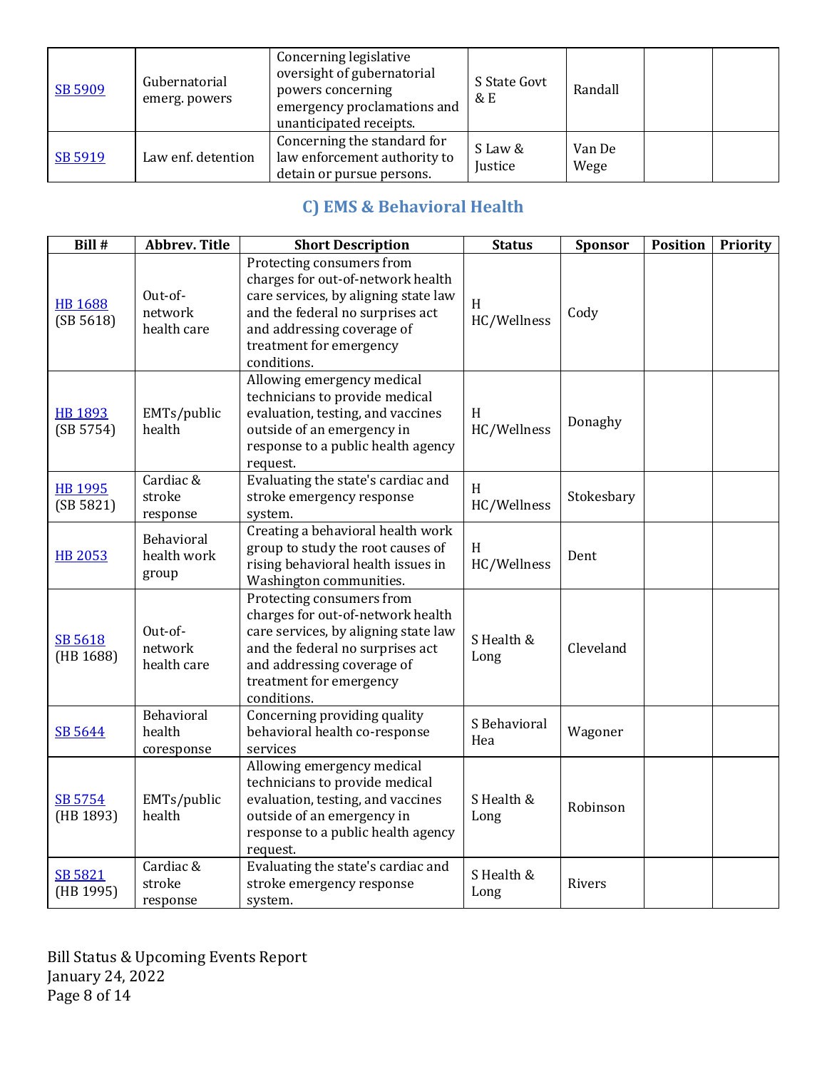| | | | | | | |
|---|---|---|---|---|---|---|
| SB 5909 | Gubernatorial emerg. powers | Concerning legislative oversight of gubernatorial powers concerning emergency proclamations and unanticipated receipts. | S State Govt & E | Randall | | |
| SB 5919 | Law enf. detention | Concerning the standard for law enforcement authority to detain or pursue persons. | S Law & Justice | Van De Wege | | |

## C) EMS & Behavioral Health

| Bill # | Abbrev. Title | Short Description | Status | Sponsor | Position | Priority |
|---|---|---|---|---|---|---|
| HB 1688 (SB 5618) | Out-of-network health care | Protecting consumers from charges for out-of-network health care services, by aligning state law and the federal no surprises act and addressing coverage of treatment for emergency conditions. | H HC/Wellness | Cody | | |
| HB 1893 (SB 5754) | EMTs/public health | Allowing emergency medical technicians to provide medical evaluation, testing, and vaccines outside of an emergency in response to a public health agency request. | H HC/Wellness | Donaghy | | |
| HB 1995 (SB 5821) | Cardiac & stroke response | Evaluating the state's cardiac and stroke emergency response system. | H HC/Wellness | Stokesbary | | |
| HB 2053 | Behavioral health work group | Creating a behavioral health work group to study the root causes of rising behavioral health issues in Washington communities. | H HC/Wellness | Dent | | |
| SB 5618 (HB 1688) | Out-of-network health care | Protecting consumers from charges for out-of-network health care services, by aligning state law and the federal no surprises act and addressing coverage of treatment for emergency conditions. | S Health & Long | Cleveland | | |
| SB 5644 | Behavioral health coresponse | Concerning providing quality behavioral health co-response services | S Behavioral Hea | Wagoner | | |
| SB 5754 (HB 1893) | EMTs/public health | Allowing emergency medical technicians to provide medical evaluation, testing, and vaccines outside of an emergency in response to a public health agency request. | S Health & Long | Robinson | | |
| SB 5821 (HB 1995) | Cardiac & stroke response | Evaluating the state's cardiac and stroke emergency response system. | S Health & Long | Rivers | | |

Bill Status & Upcoming Events Report
January 24, 2022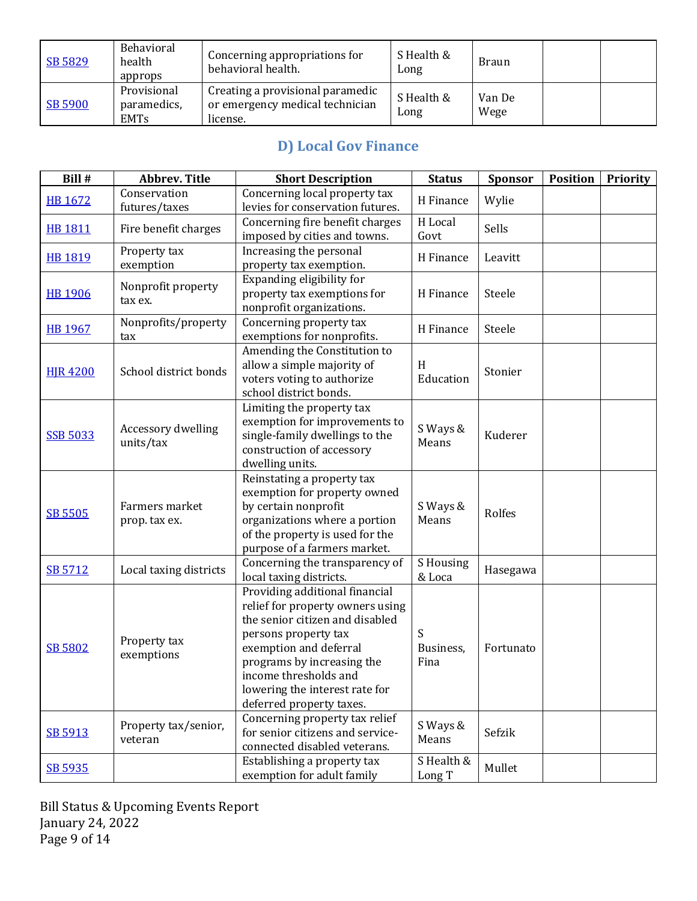| SB 5829 | Behavioral health approps | Concerning appropriations for behavioral health. | S Health & Long | Braun | | |
|---|---|---|---|---|---|---|
| SB 5900 | Provisional paramedics, EMTs | Creating a provisional paramedic or emergency medical technician license. | S Health & Long | Van De Wege | | |

## D) Local Gov Finance

| Bill # | Abbrev. Title | Short Description | Status | Sponsor | Position | Priority |
|---|---|---|---|---|---|---|
| HB 1672 | Conservation futures/taxes | Concerning local property tax levies for conservation futures. | H Finance | Wylie | | |
| HB 1811 | Fire benefit charges | Concerning fire benefit charges imposed by cities and towns. | H Local Govt | Sells | | |
| HB 1819 | Property tax exemption | Increasing the personal property tax exemption. | H Finance | Leavitt | | |
| HB 1906 | Nonprofit property tax ex. | Expanding eligibility for property tax exemptions for nonprofit organizations. | H Finance | Steele | | |
| HB 1967 | Nonprofits/property tax | Concerning property tax exemptions for nonprofits. | H Finance | Steele | | |
| HJR 4200 | School district bonds | Amending the Constitution to allow a simple majority of voters voting to authorize school district bonds. | H Education | Stonier | | |
| SSB 5033 | Accessory dwelling units/tax | Limiting the property tax exemption for improvements to single-family dwellings to the construction of accessory dwelling units. | S Ways & Means | Kuderer | | |
| SB 5505 | Farmers market prop. tax ex. | Reinstating a property tax exemption for property owned by certain nonprofit organizations where a portion of the property is used for the purpose of a farmers market. | S Ways & Means | Rolfes | | |
| SB 5712 | Local taxing districts | Concerning the transparency of local taxing districts. | S Housing & Loca | Hasegawa | | |
| SB 5802 | Property tax exemptions | Providing additional financial relief for property owners using the senior citizen and disabled persons property tax exemption and deferral programs by increasing the income thresholds and lowering the interest rate for deferred property taxes. | S Business, Fina | Fortunato | | |
| SB 5913 | Property tax/senior, veteran | Concerning property tax relief for senior citizens and service-connected disabled veterans. | S Ways & Means | Sefzik | | |
| SB 5935 | | Establishing a property tax exemption for adult family | S Health & Long T | Mullet | | |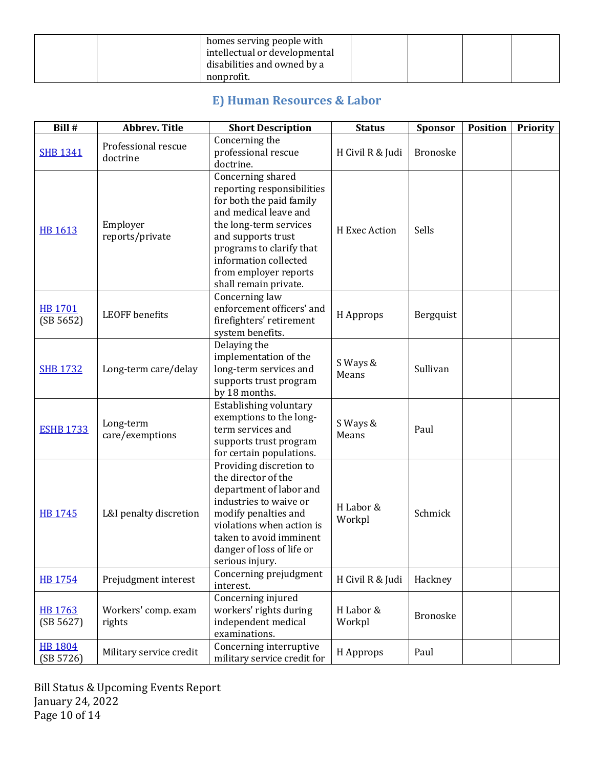| | | homes serving people with intellectual or developmental disabilities and owned by a nonprofit. | | | | |
|---|---|---|---|---|---|---|

## E) Human Resources & Labor

| Bill # | Abbrev. Title | Short Description | Status | Sponsor | Position | Priority |
|---|---|---|---|---|---|---|
| SHB 1341 | Professional rescue doctrine | Concerning the professional rescue doctrine. | H Civil R & Judi | Bronoske | | |
| HB 1613 | Employer reports/private | Concerning shared reporting responsibilities for both the paid family and medical leave and the long-term services and supports trust programs to clarify that information collected from employer reports shall remain private. | H Exec Action | Sells | | |
| HB 1701 (SB 5652) | LEOFF benefits | Concerning law enforcement officers' and firefighters' retirement system benefits. | H Approps | Bergquist | | |
| SHB 1732 | Long-term care/delay | Delaying the implementation of the long-term services and supports trust program by 18 months. | S Ways & Means | Sullivan | | |
| ESHB 1733 | Long-term care/exemptions | Establishing voluntary exemptions to the long-term services and supports trust program for certain populations. | S Ways & Means | Paul | | |
| HB 1745 | L&I penalty discretion | Providing discretion to the director of the department of labor and industries to waive or modify penalties and violations when action is taken to avoid imminent danger of loss of life or serious injury. | H Labor & Workpl | Schmick | | |
| HB 1754 | Prejudgment interest | Concerning prejudgment interest. | H Civil R & Judi | Hackney | | |
| HB 1763 (SB 5627) | Workers' comp. exam rights | Concerning injured workers' rights during independent medical examinations. | H Labor & Workpl | Bronoske | | |
| HB 1804 (SB 5726) | Military service credit | Concerning interruptive military service credit for | H Approps | Paul | | |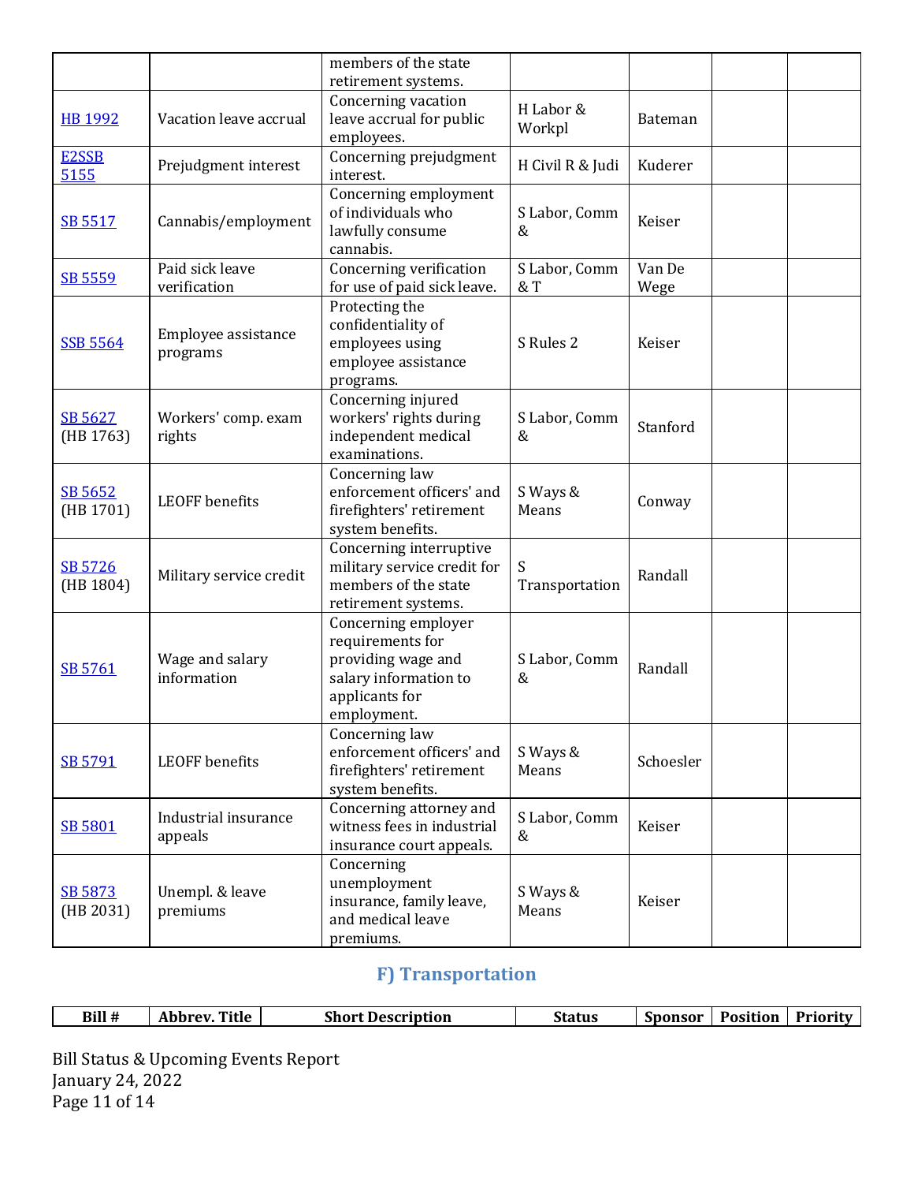| | | members of the state retirement systems. | | | | |
|---|---|---|---|---|---|---|
| HB 1992 | Vacation leave accrual | Concerning vacation leave accrual for public employees. | H Labor & Workpl | Bateman | | |
| E2SSB 5155 | Prejudgment interest | Concerning prejudgment interest. | H Civil R & Judi | Kuderer | | |
| SB 5517 | Cannabis/employment | Concerning employment of individuals who lawfully consume cannabis. | S Labor, Comm & | Keiser | | |
| SB 5559 | Paid sick leave verification | Concerning verification for use of paid sick leave. | S Labor, Comm & T | Van De Wege | | |
| SSB 5564 | Employee assistance programs | Protecting the confidentiality of employees using employee assistance programs. | S Rules 2 | Keiser | | |
| SB 5627 (HB 1763) | Workers' comp. exam rights | Concerning injured workers' rights during independent medical examinations. | S Labor, Comm & | Stanford | | |
| SB 5652 (HB 1701) | LEOFF benefits | Concerning law enforcement officers' and firefighters' retirement system benefits. | S Ways & Means | Conway | | |
| SB 5726 (HB 1804) | Military service credit | Concerning interruptive military service credit for members of the state retirement systems. | S Transportation | Randall | | |
| SB 5761 | Wage and salary information | Concerning employer requirements for providing wage and salary information to applicants for employment. | S Labor, Comm & | Randall | | |
| SB 5791 | LEOFF benefits | Concerning law enforcement officers' and firefighters' retirement system benefits. | S Ways & Means | Schoesler | | |
| SB 5801 | Industrial insurance appeals | Concerning attorney and witness fees in industrial insurance court appeals. | S Labor, Comm & | Keiser | | |
| SB 5873 (HB 2031) | Unempl. & leave premiums | Concerning unemployment insurance, family leave, and medical leave premiums. | S Ways & Means | Keiser | | |

## F) Transportation

| Bill # | Abbrev. Title | Short Description | Status | Sponsor | Position | Priority |
|---|---|---|---|---|---|---|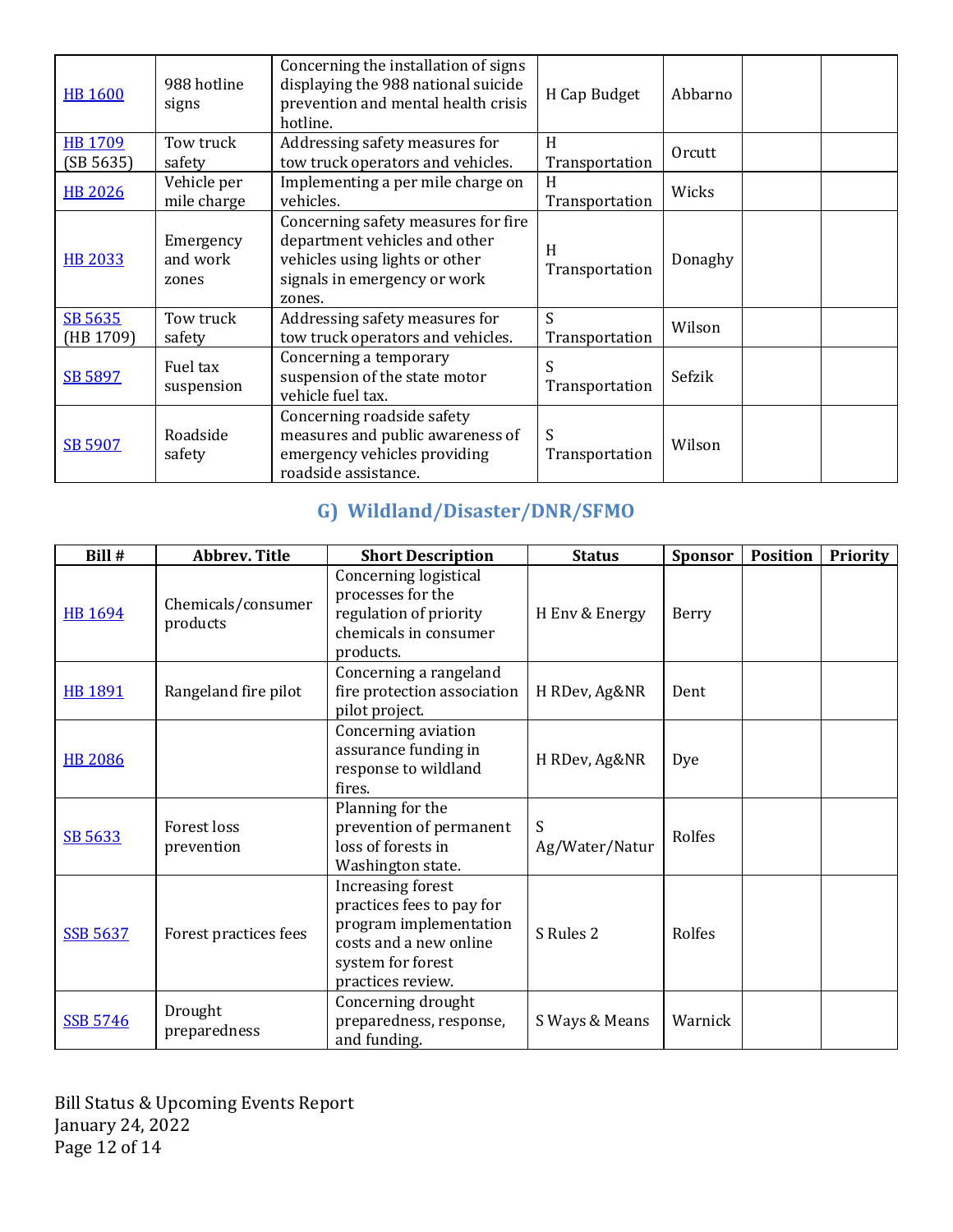| | | | | | | |
|---|---|---|---|---|---|---|
| HB 1600 | 988 hotline signs | Concerning the installation of signs displaying the 988 national suicide prevention and mental health crisis hotline. | H Cap Budget | Abbarno | | |
| HB 1709 (SB 5635) | Tow truck safety | Addressing safety measures for tow truck operators and vehicles. | H Transportation | Orcutt | | |
| HB 2026 | Vehicle per mile charge | Implementing a per mile charge on vehicles. | H Transportation | Wicks | | |
| HB 2033 | Emergency and work zones | Concerning safety measures for fire department vehicles and other vehicles using lights or other signals in emergency or work zones. | H Transportation | Donaghy | | |
| SB 5635 (HB 1709) | Tow truck safety | Addressing safety measures for tow truck operators and vehicles. | S Transportation | Wilson | | |
| SB 5897 | Fuel tax suspension | Concerning a temporary suspension of the state motor vehicle fuel tax. | S Transportation | Sefzik | | |
| SB 5907 | Roadside safety | Concerning roadside safety measures and public awareness of emergency vehicles providing roadside assistance. | S Transportation | Wilson | | |

## G) Wildland/Disaster/DNR/SFMO

| Bill # | Abbrev. Title | Short Description | Status | Sponsor | Position | Priority |
|---|---|---|---|---|---|---|
| HB 1694 | Chemicals/consumer products | Concerning logistical processes for the regulation of priority chemicals in consumer products. | H Env & Energy | Berry | | |
| HB 1891 | Rangeland fire pilot | Concerning a rangeland fire protection association pilot project. | H RDev, Ag&NR | Dent | | |
| HB 2086 | | Concerning aviation assurance funding in response to wildland fires. | H RDev, Ag&NR | Dye | | |
| SB 5633 | Forest loss prevention | Planning for the prevention of permanent loss of forests in Washington state. | S Ag/Water/Natur | Rolfes | | |
| SSB 5637 | Forest practices fees | Increasing forest practices fees to pay for program implementation costs and a new online system for forest practices review. | S Rules 2 | Rolfes | | |
| SSB 5746 | Drought preparedness | Concerning drought preparedness, response, and funding. | S Ways & Means | Warnick | | |

Bill Status & Upcoming Events Report
January 24, 2022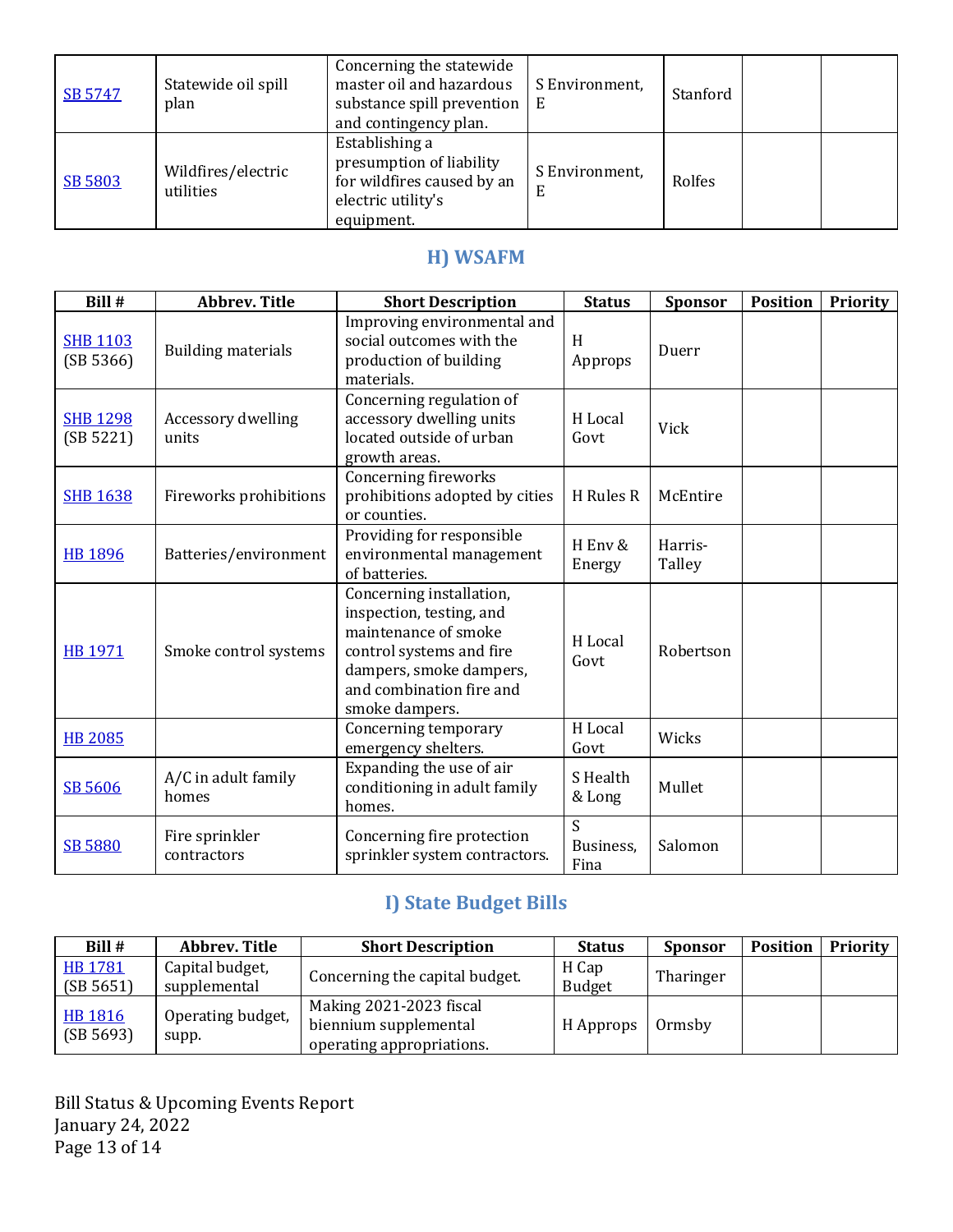| Bill # | Abbrev. Title | Short Description | Status | Sponsor | Position | Priority |
|---|---|---|---|---|---|---|
| SB 5747 | Statewide oil spill plan | Concerning the statewide master oil and hazardous substance spill prevention and contingency plan. | S Environment, E | Stanford | | |
| SB 5803 | Wildfires/electric utilities | Establishing a presumption of liability for wildfires caused by an electric utility's equipment. | S Environment, E | Rolfes | | |

## H) WSAFM

| Bill # | Abbrev. Title | Short Description | Status | Sponsor | Position | Priority |
|---|---|---|---|---|---|---|
| SHB 1103 (SB 5366) | Building materials | Improving environmental and social outcomes with the production of building materials. | H Approps | Duerr | | |
| SHB 1298 (SB 5221) | Accessory dwelling units | Concerning regulation of accessory dwelling units located outside of urban growth areas. | H Local Govt | Vick | | |
| SHB 1638 | Fireworks prohibitions | Concerning fireworks prohibitions adopted by cities or counties. | H Rules R | McEntire | | |
| HB 1896 | Batteries/environment | Providing for responsible environmental management of batteries. | H Env & Energy | Harris-Talley | | |
| HB 1971 | Smoke control systems | Concerning installation, inspection, testing, and maintenance of smoke control systems and fire dampers, smoke dampers, and combination fire and smoke dampers. | H Local Govt | Robertson | | |
| HB 2085 | | Concerning temporary emergency shelters. | H Local Govt | Wicks | | |
| SB 5606 | A/C in adult family homes | Expanding the use of air conditioning in adult family homes. | S Health & Long | Mullet | | |
| SB 5880 | Fire sprinkler contractors | Concerning fire protection sprinkler system contractors. | S Business, Fina | Salomon | | |

## I) State Budget Bills

| Bill # | Abbrev. Title | Short Description | Status | Sponsor | Position | Priority |
|---|---|---|---|---|---|---|
| HB 1781 (SB 5651) | Capital budget, supplemental | Concerning the capital budget. | H Cap Budget | Tharinger | | |
| HB 1816 (SB 5693) | Operating budget, supp. | Making 2021-2023 fiscal biennium supplemental operating appropriations. | H Approps | Ormsby | | |

Bill Status & Upcoming Events Report
January 24, 2022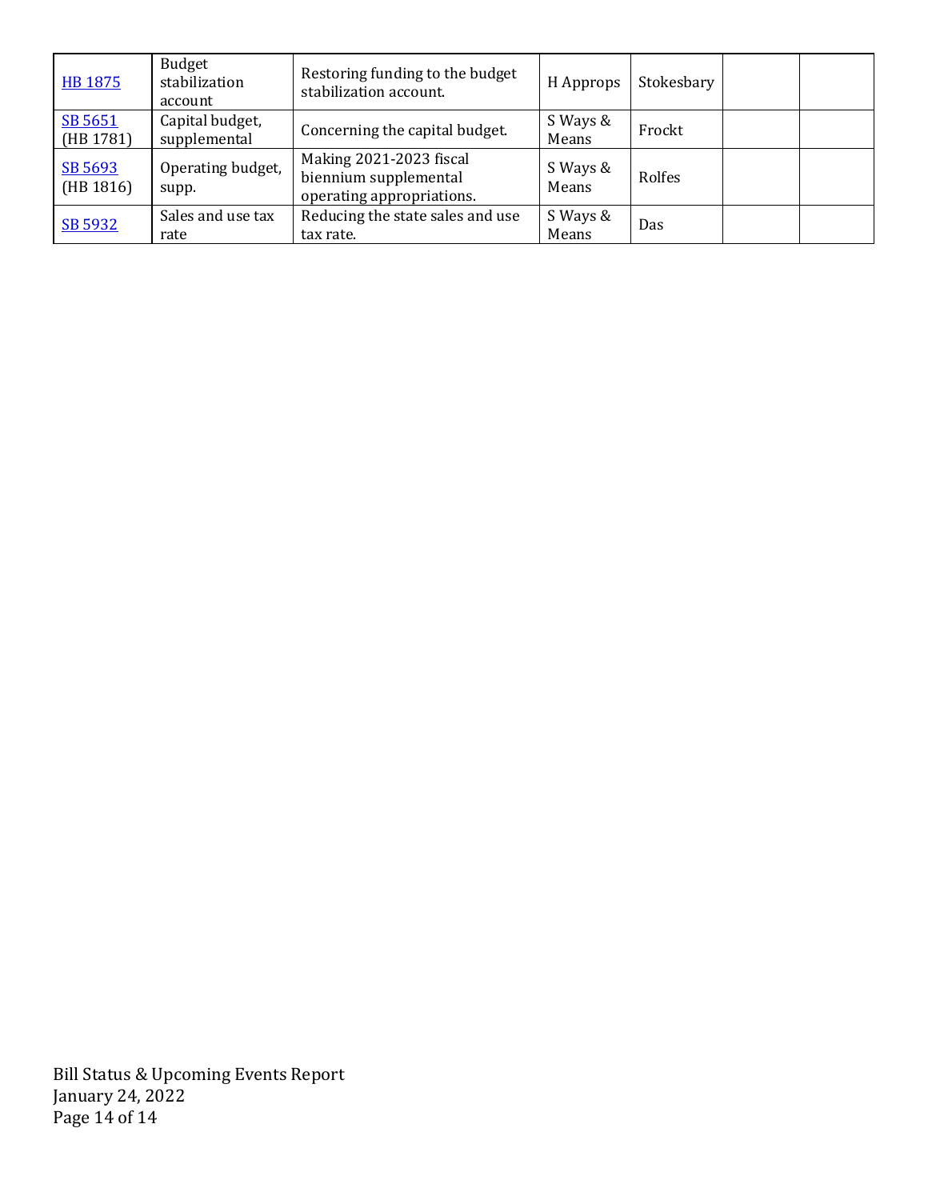| | | | | | | |
|---|---|---|---|---|---|---|
| HB 1875 | Budget stabilization account | Restoring funding to the budget stabilization account. | H Approps | Stokesbary | | |
| SB 5651 (HB 1781) | Capital budget, supplemental | Concerning the capital budget. | S Ways & Means | Frockt | | |
| SB 5693 (HB 1816) | Operating budget, supp. | Making 2021-2023 fiscal biennium supplemental operating appropriations. | S Ways & Means | Rolfes | | |
| SB 5932 | Sales and use tax rate | Reducing the state sales and use tax rate. | S Ways & Means | Das | | |